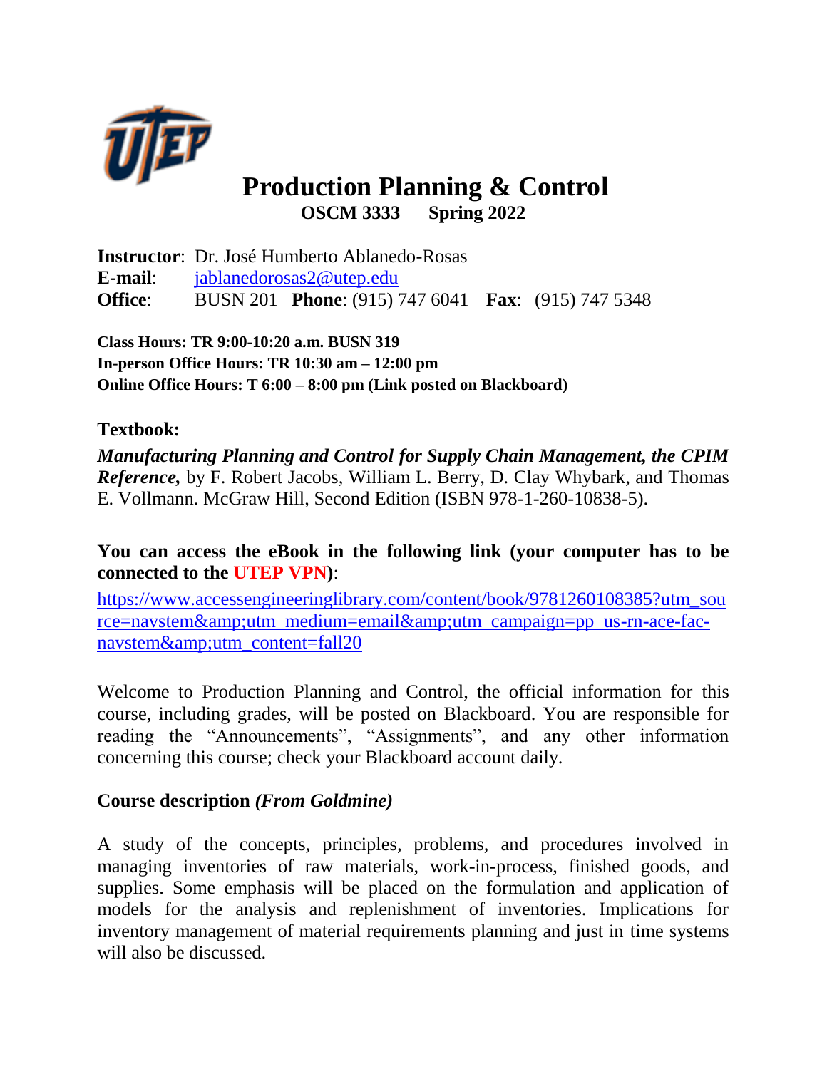# Production Planning & Control

**OSCM 3333 Spring 2022**

**Instructor**: Dr. José Humberto Ablanedo-Rosas
**E-mail**: jablanedorosas2@utep.edu
**Office**: BUSN 201 **Phone**: (915) 747 6041 **Fax**: (915) 747 5348

**Class Hours: TR 9:00-10:20 a.m. BUSN 319**
**In-person Office Hours: TR 10:30 am – 12:00 pm**
**Online Office Hours: T 6:00 – 8:00 pm (Link posted on Blackboard)**

## Textbook:

***Manufacturing Planning and Control for Supply Chain Management, the CPIM Reference,*** by F. Robert Jacobs, William L. Berry, D. Clay Whybark, and Thomas E. Vollmann. McGraw Hill, Second Edition (ISBN 978-1-260-10838-5).

**You can access the eBook in the following link (your computer has to be connected to the UTEP VPN)**:

https://www.accessengineeringlibrary.com/content/book/9781260108385?utm_source=navstem&amp;utm_medium=email&amp;utm_campaign=pp_us-rn-ace-fac-navstem&amp;utm_content=fall20

Welcome to Production Planning and Control, the official information for this course, including grades, will be posted on Blackboard. You are responsible for reading the "Announcements", "Assignments", and any other information concerning this course; check your Blackboard account daily.

## Course description *(From Goldmine)*

A study of the concepts, principles, problems, and procedures involved in managing inventories of raw materials, work-in-process, finished goods, and supplies. Some emphasis will be placed on the formulation and application of models for the analysis and replenishment of inventories. Implications for inventory management of material requirements planning and just in time systems will also be discussed.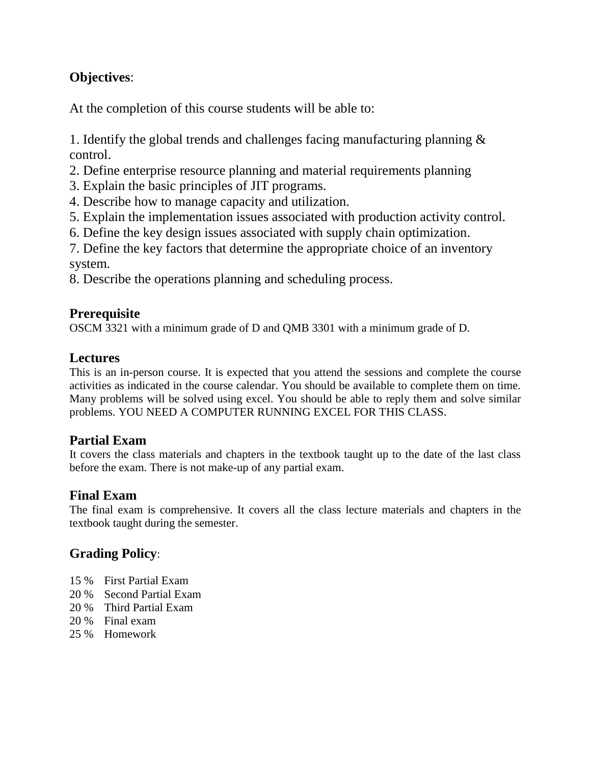**Objectives**:

At the completion of this course students will be able to:

1. Identify the global trends and challenges facing manufacturing planning & control.
2. Define enterprise resource planning and material requirements planning
3. Explain the basic principles of JIT programs.
4. Describe how to manage capacity and utilization.
5. Explain the implementation issues associated with production activity control.
6. Define the key design issues associated with supply chain optimization.
7. Define the key factors that determine the appropriate choice of an inventory system.
8. Describe the operations planning and scheduling process.

### Prerequisite

OSCM 3321 with a minimum grade of D and QMB 3301 with a minimum grade of D.

### Lectures

This is an in-person course. It is expected that you attend the sessions and complete the course activities as indicated in the course calendar. You should be available to complete them on time. Many problems will be solved using excel. You should be able to reply them and solve similar problems. YOU NEED A COMPUTER RUNNING EXCEL FOR THIS CLASS.

### Partial Exam

It covers the class materials and chapters in the textbook taught up to the date of the last class before the exam. There is not make-up of any partial exam.

### Final Exam

The final exam is comprehensive. It covers all the class lecture materials and chapters in the textbook taught during the semester.

### Grading Policy:

15 % First Partial Exam
20 % Second Partial Exam
20 % Third Partial Exam
20 % Final exam
25 % Homework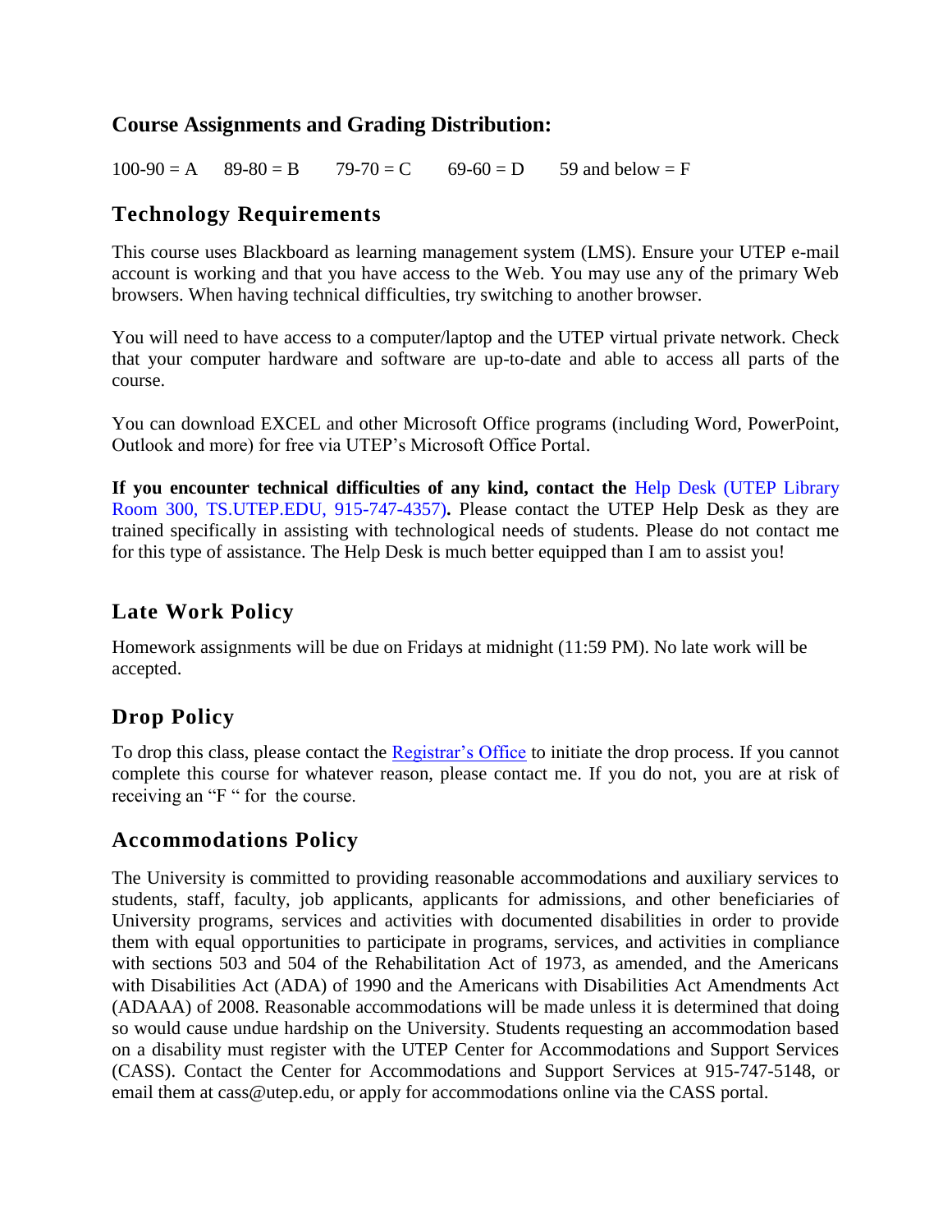## Course Assignments and Grading Distribution:

100-90 = A     89-80 = B     79-70 = C     69-60 = D     59 and below = F

## Technology Requirements

This course uses Blackboard as learning management system (LMS). Ensure your UTEP e-mail account is working and that you have access to the Web. You may use any of the primary Web browsers. When having technical difficulties, try switching to another browser.

You will need to have access to a computer/laptop and the UTEP virtual private network. Check that your computer hardware and software are up-to-date and able to access all parts of the course.

You can download EXCEL and other Microsoft Office programs (including Word, PowerPoint, Outlook and more) for free via UTEP's Microsoft Office Portal.

**If you encounter technical difficulties of any kind, contact the** Help Desk (UTEP Library Room 300, TS.UTEP.EDU, 915-747-4357)**.** Please contact the UTEP Help Desk as they are trained specifically in assisting with technological needs of students. Please do not contact me for this type of assistance. The Help Desk is much better equipped than I am to assist you!

## Late Work Policy

Homework assignments will be due on Fridays at midnight (11:59 PM). No late work will be accepted.

## Drop Policy

To drop this class, please contact the Registrar's Office to initiate the drop process. If you cannot complete this course for whatever reason, please contact me. If you do not, you are at risk of receiving an "F " for the course.

## Accommodations Policy

The University is committed to providing reasonable accommodations and auxiliary services to students, staff, faculty, job applicants, applicants for admissions, and other beneficiaries of University programs, services and activities with documented disabilities in order to provide them with equal opportunities to participate in programs, services, and activities in compliance with sections 503 and 504 of the Rehabilitation Act of 1973, as amended, and the Americans with Disabilities Act (ADA) of 1990 and the Americans with Disabilities Act Amendments Act (ADAAA) of 2008. Reasonable accommodations will be made unless it is determined that doing so would cause undue hardship on the University. Students requesting an accommodation based on a disability must register with the UTEP Center for Accommodations and Support Services (CASS). Contact the Center for Accommodations and Support Services at 915-747-5148, or email them at cass@utep.edu, or apply for accommodations online via the CASS portal.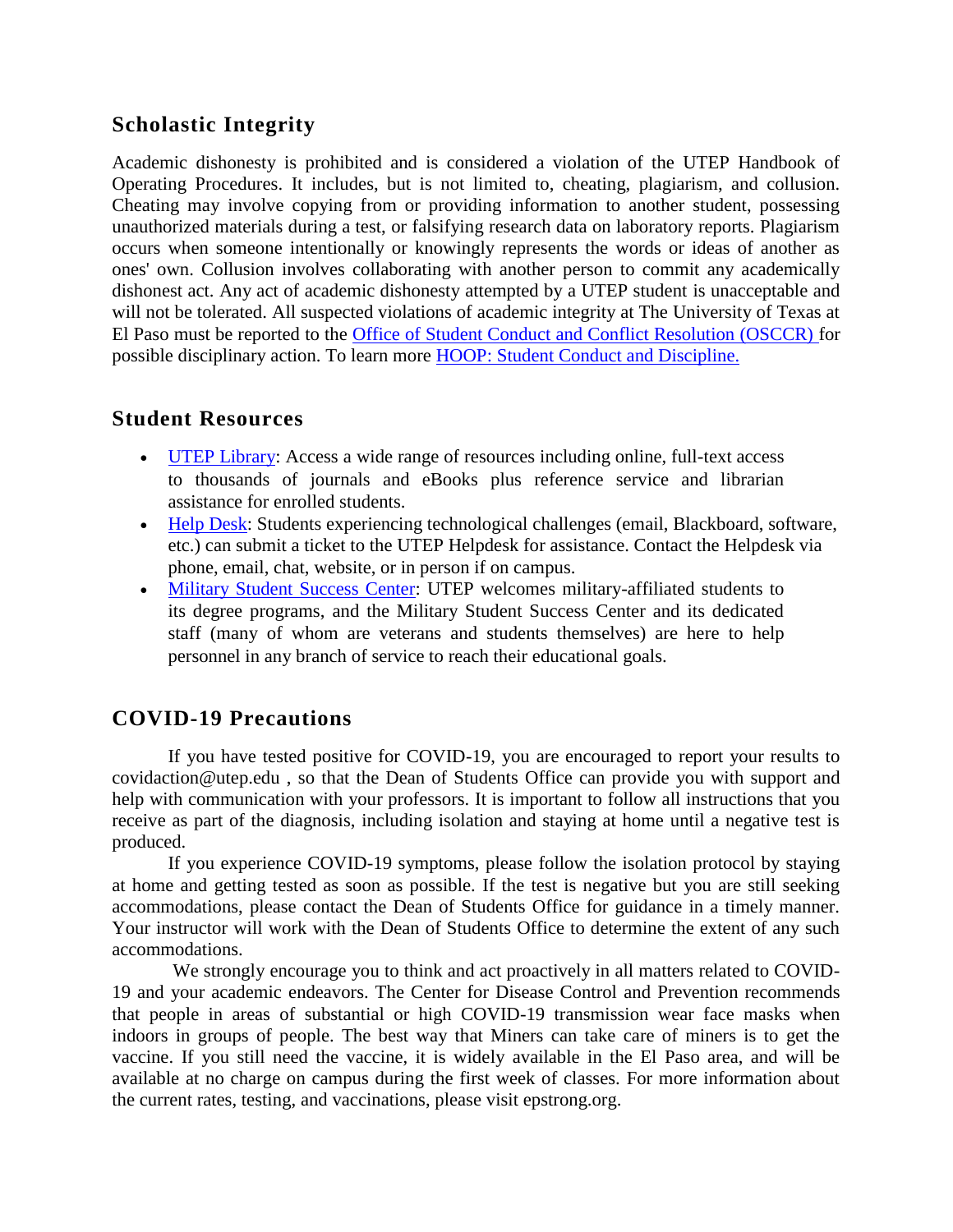## Scholastic Integrity

Academic dishonesty is prohibited and is considered a violation of the UTEP Handbook of Operating Procedures. It includes, but is not limited to, cheating, plagiarism, and collusion. Cheating may involve copying from or providing information to another student, possessing unauthorized materials during a test, or falsifying research data on laboratory reports. Plagiarism occurs when someone intentionally or knowingly represents the words or ideas of another as ones' own. Collusion involves collaborating with another person to commit any academically dishonest act. Any act of academic dishonesty attempted by a UTEP student is unacceptable and will not be tolerated. All suspected violations of academic integrity at The University of Texas at El Paso must be reported to the Office of Student Conduct and Conflict Resolution (OSCCR) for possible disciplinary action. To learn more HOOP: Student Conduct and Discipline.

## Student Resources

- UTEP Library: Access a wide range of resources including online, full-text access to thousands of journals and eBooks plus reference service and librarian assistance for enrolled students.
- Help Desk: Students experiencing technological challenges (email, Blackboard, software, etc.) can submit a ticket to the UTEP Helpdesk for assistance. Contact the Helpdesk via phone, email, chat, website, or in person if on campus.
- Military Student Success Center: UTEP welcomes military-affiliated students to its degree programs, and the Military Student Success Center and its dedicated staff (many of whom are veterans and students themselves) are here to help personnel in any branch of service to reach their educational goals.

## COVID-19 Precautions

If you have tested positive for COVID-19, you are encouraged to report your results to covidaction@utep.edu , so that the Dean of Students Office can provide you with support and help with communication with your professors. It is important to follow all instructions that you receive as part of the diagnosis, including isolation and staying at home until a negative test is produced.

If you experience COVID-19 symptoms, please follow the isolation protocol by staying at home and getting tested as soon as possible. If the test is negative but you are still seeking accommodations, please contact the Dean of Students Office for guidance in a timely manner. Your instructor will work with the Dean of Students Office to determine the extent of any such accommodations.

We strongly encourage you to think and act proactively in all matters related to COVID-19 and your academic endeavors. The Center for Disease Control and Prevention recommends that people in areas of substantial or high COVID-19 transmission wear face masks when indoors in groups of people. The best way that Miners can take care of miners is to get the vaccine. If you still need the vaccine, it is widely available in the El Paso area, and will be available at no charge on campus during the first week of classes. For more information about the current rates, testing, and vaccinations, please visit epstrong.org.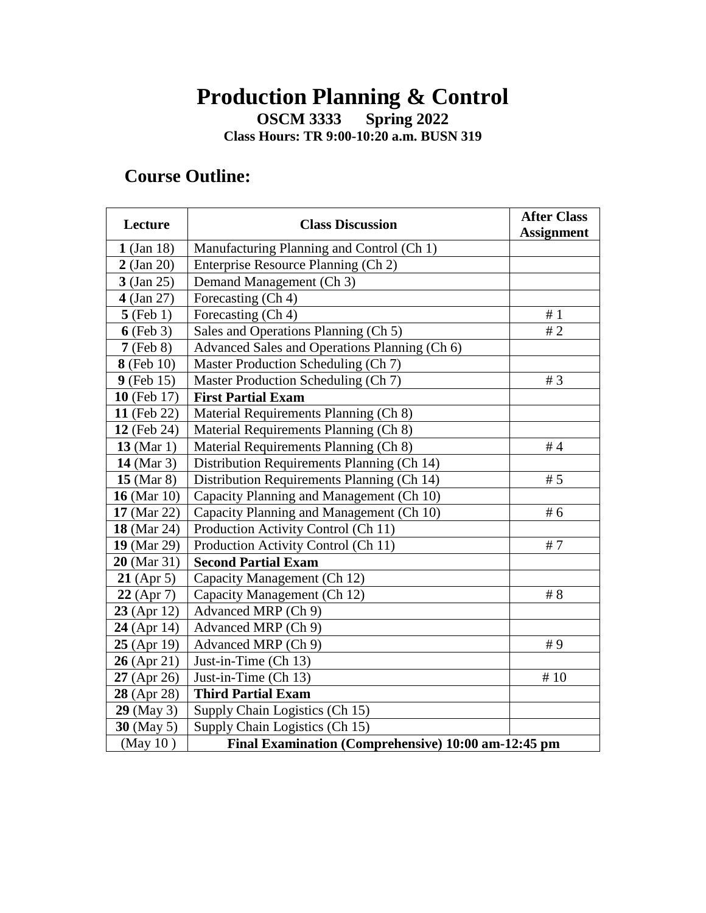# Production Planning & Control

**OSCM 3333 Spring 2022**

**Class Hours: TR 9:00-10:20 a.m. BUSN 319**

## Course Outline:

| Lecture | Class Discussion | After Class Assignment |
|---|---|---|
| **1** (Jan 18) | Manufacturing Planning and Control (Ch 1) | |
| **2** (Jan 20) | Enterprise Resource Planning (Ch 2) | |
| **3** (Jan 25) | Demand Management (Ch 3) | |
| **4** (Jan 27) | Forecasting (Ch 4) | |
| **5** (Feb 1) | Forecasting (Ch 4) | # 1 |
| **6** (Feb 3) | Sales and Operations Planning (Ch 5) | # 2 |
| **7** (Feb 8) | Advanced Sales and Operations Planning (Ch 6) | |
| **8** (Feb 10) | Master Production Scheduling (Ch 7) | |
| **9** (Feb 15) | Master Production Scheduling (Ch 7) | # 3 |
| **10** (Feb 17) | **First Partial Exam** | |
| **11** (Feb 22) | Material Requirements Planning (Ch 8) | |
| **12** (Feb 24) | Material Requirements Planning (Ch 8) | |
| **13** (Mar 1) | Material Requirements Planning (Ch 8) | # 4 |
| **14** (Mar 3) | Distribution Requirements Planning (Ch 14) | |
| **15** (Mar 8) | Distribution Requirements Planning (Ch 14) | # 5 |
| **16** (Mar 10) | Capacity Planning and Management (Ch 10) | |
| **17** (Mar 22) | Capacity Planning and Management (Ch 10) | # 6 |
| **18** (Mar 24) | Production Activity Control (Ch 11) | |
| **19** (Mar 29) | Production Activity Control (Ch 11) | # 7 |
| **20** (Mar 31) | **Second Partial Exam** | |
| **21** (Apr 5) | Capacity Management (Ch 12) | |
| **22** (Apr 7) | Capacity Management (Ch 12) | # 8 |
| **23** (Apr 12) | Advanced MRP (Ch 9) | |
| **24** (Apr 14) | Advanced MRP (Ch 9) | |
| **25** (Apr 19) | Advanced MRP (Ch 9) | # 9 |
| **26** (Apr 21) | Just-in-Time (Ch 13) | |
| **27** (Apr 26) | Just-in-Time (Ch 13) | # 10 |
| **28** (Apr 28) | **Third Partial Exam** | |
| **29** (May 3) | Supply Chain Logistics (Ch 15) | |
| **30** (May 5) | Supply Chain Logistics (Ch 15) | |
| (May 10 ) | **Final Examination (Comprehensive) 10:00 am-12:45 pm** | |